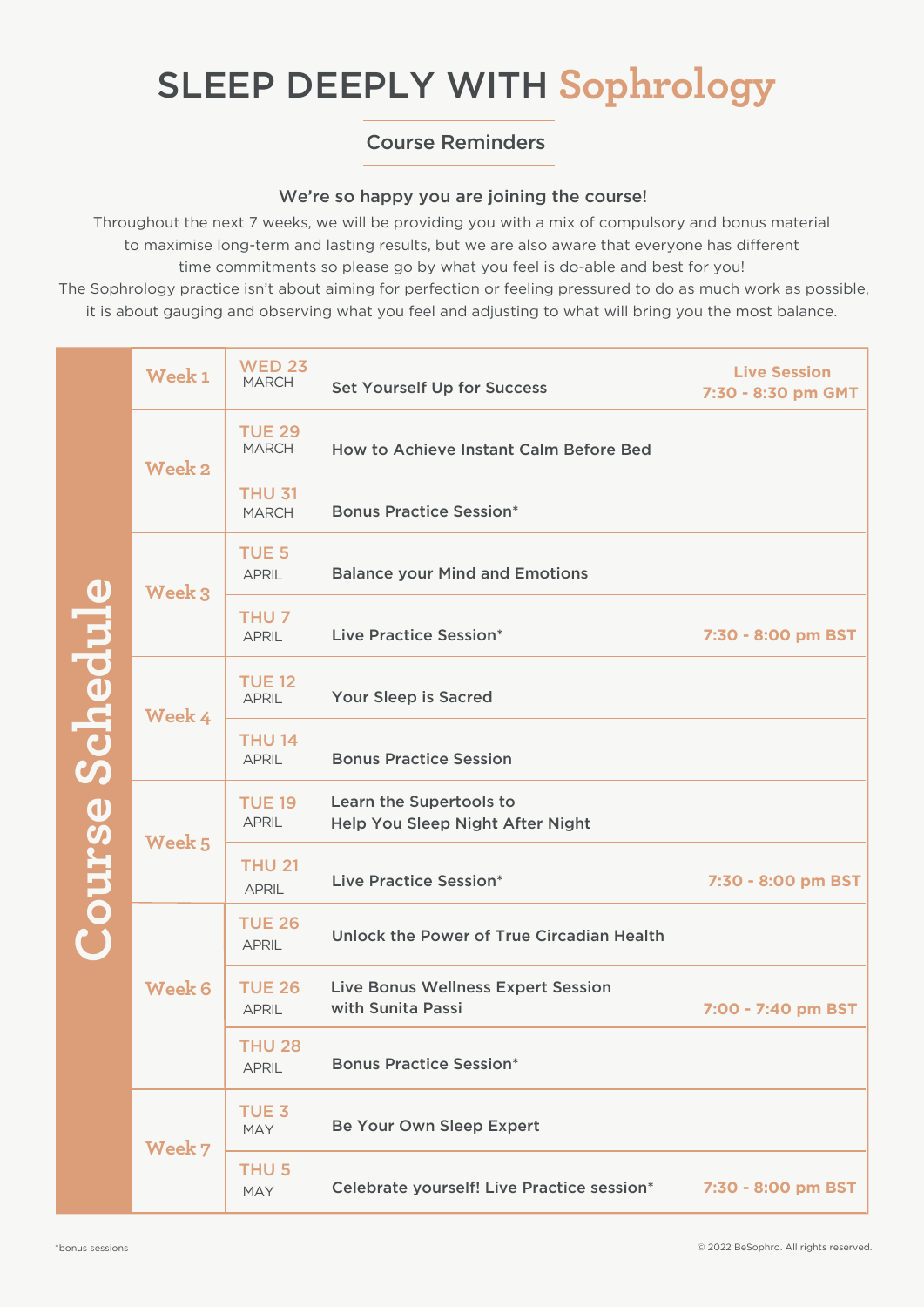# SLEEP DEEPLY WITH Sophrology

## Course Reminders

**We're so happy you are joining the course!**

Throughout the next 7 weeks, we will be providing you with a mix of compulsory and bonus material to maximise long-term and lasting results, but we are also aware that everyone has different time commitments so please go by what you feel is do-able and best for you!
The Sophrology practice isn't about aiming for perfection or feeling pressured to do as much work as possible, it is about gauging and observing what you feel and adjusting to what will bring you the most balance.

### Course Schedule

| Week | Date | Session | Time |
|---|---|---|---|
| Week 1 | WED 23 MARCH | Set Yourself Up for Success | Live Session 7:30 - 8:30 pm GMT |
| Week 2 | TUE 29 MARCH | How to Achieve Instant Calm Before Bed | |
| | THU 31 MARCH | Bonus Practice Session* | |
| Week 3 | TUE 5 APRIL | Balance your Mind and Emotions | |
| | THU 7 APRIL | Live Practice Session* | 7:30 - 8:00 pm BST |
| Week 4 | TUE 12 APRIL | Your Sleep is Sacred | |
| | THU 14 APRIL | Bonus Practice Session | |
| Week 5 | TUE 19 APRIL | Learn the Supertools to Help You Sleep Night After Night | |
| | THU 21 APRIL | Live Practice Session* | 7:30 - 8:00 pm BST |
| Week 6 | TUE 26 APRIL | Unlock the Power of True Circadian Health | |
| | TUE 26 APRIL | Live Bonus Wellness Expert Session with Sunita Passi | 7:00 - 7:40 pm BST |
| | THU 28 APRIL | Bonus Practice Session* | |
| Week 7 | TUE 3 MAY | Be Your Own Sleep Expert | |
| | THU 5 MAY | Celebrate yourself! Live Practice session* | 7:30 - 8:00 pm BST |

*bonus sessions

© 2022 BeSophro. All rights reserved.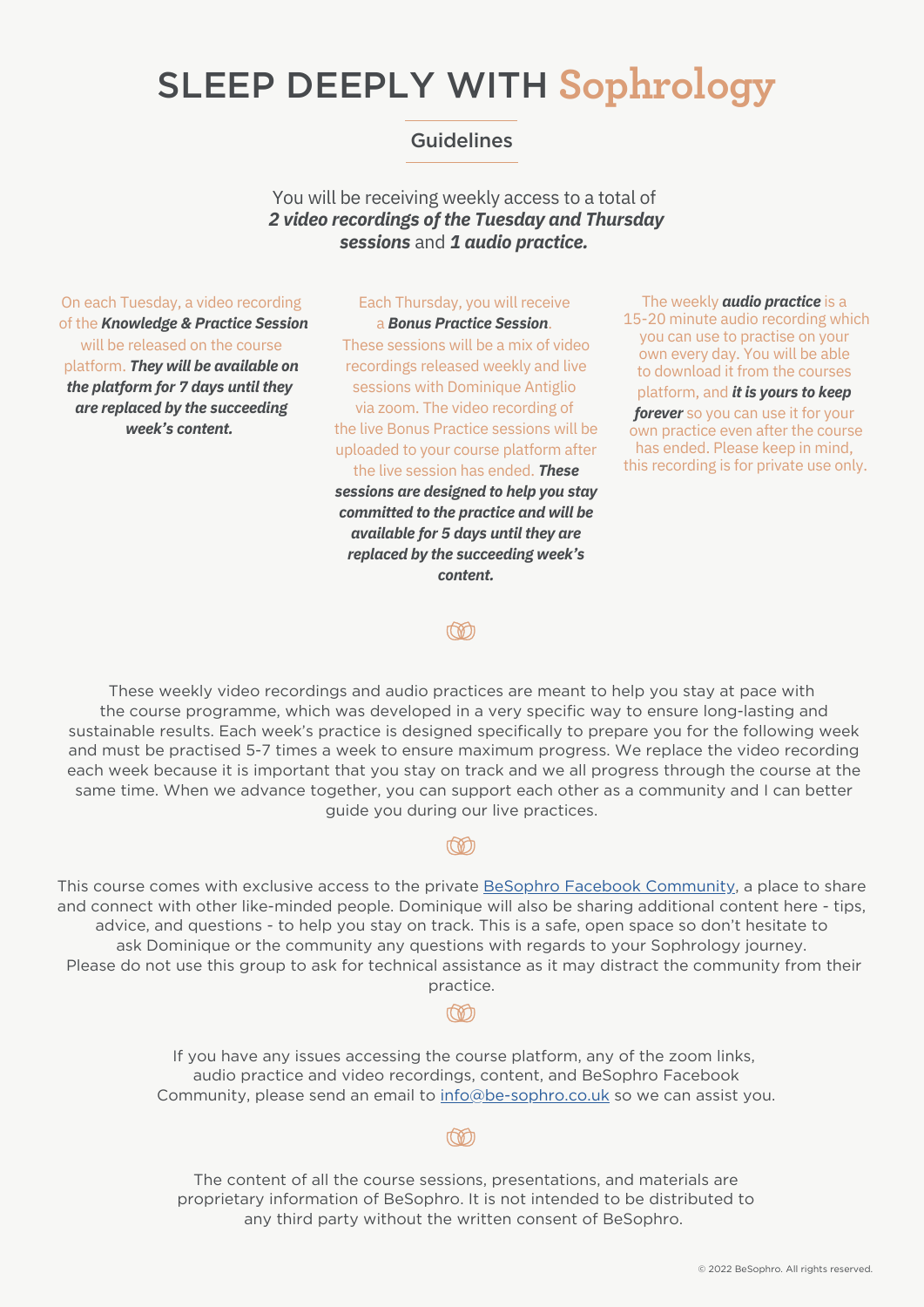# SLEEP DEEPLY WITH Sophrology

## Guidelines

You will be receiving weekly access to a total of ***2 video recordings of the Tuesday and Thursday sessions*** and ***1 audio practice.***

On each Tuesday, a video recording of the ***Knowledge & Practice Session*** will be released on the course platform. ***They will be available on the platform for 7 days until they are replaced by the succeeding week's content.***

Each Thursday, you will receive a ***Bonus Practice Session***. These sessions will be a mix of video recordings released weekly and live sessions with Dominique Antiglio via zoom. The video recording of the live Bonus Practice sessions will be uploaded to your course platform after the live session has ended. ***These sessions are designed to help you stay committed to the practice and will be available for 5 days until they are replaced by the succeeding week's content.***

The weekly ***audio practice*** is a 15-20 minute audio recording which you can use to practise on your own every day. You will be able to download it from the courses platform, and ***it is yours to keep forever*** so you can use it for your own practice even after the course has ended. Please keep in mind, this recording is for private use only.

These weekly video recordings and audio practices are meant to help you stay at pace with the course programme, which was developed in a very specific way to ensure long-lasting and sustainable results. Each week's practice is designed specifically to prepare you for the following week and must be practised 5-7 times a week to ensure maximum progress. We replace the video recording each week because it is important that you stay on track and we all progress through the course at the same time. When we advance together, you can support each other as a community and I can better guide you during our live practices.

This course comes with exclusive access to the private BeSophro Facebook Community, a place to share and connect with other like-minded people. Dominique will also be sharing additional content here - tips, advice, and questions - to help you stay on track. This is a safe, open space so don't hesitate to ask Dominique or the community any questions with regards to your Sophrology journey. Please do not use this group to ask for technical assistance as it may distract the community from their practice.

If you have any issues accessing the course platform, any of the zoom links, audio practice and video recordings, content, and BeSophro Facebook Community, please send an email to info@be-sophro.co.uk so we can assist you.

The content of all the course sessions, presentations, and materials are proprietary information of BeSophro. It is not intended to be distributed to any third party without the written consent of BeSophro.

© 2022 BeSophro. All rights reserved.